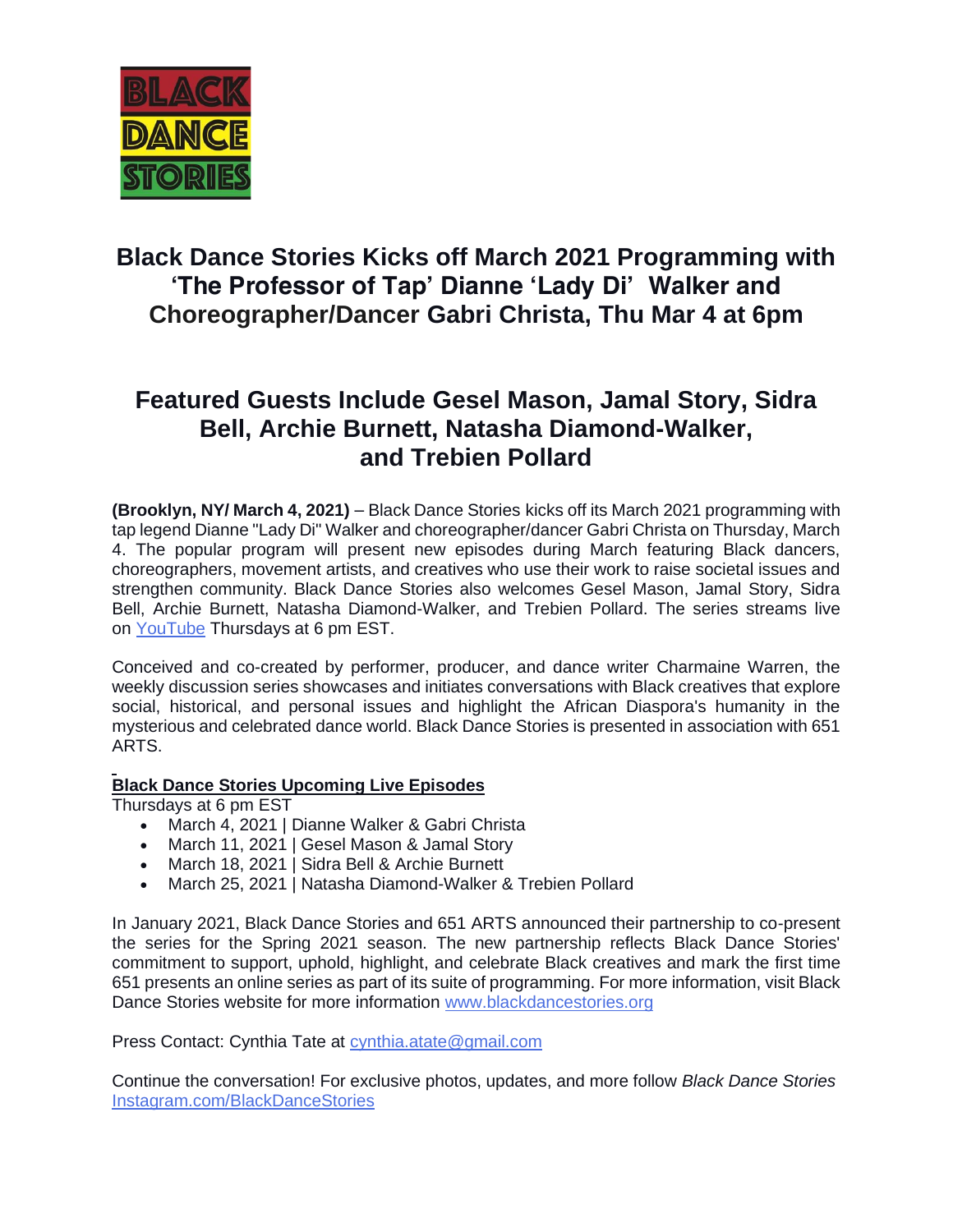BLACK DANCE STORIES

# Black Dance Stories Kicks off March 2021 Programming with 'The Professor of Tap' Dianne 'Lady Di' Walker and Choreographer/Dancer Gabri Christa, Thu Mar 4 at 6pm

## Featured Guests Include Gesel Mason, Jamal Story, Sidra Bell, Archie Burnett, Natasha Diamond-Walker, and Trebien Pollard

**(Brooklyn, NY/ March 4, 2021)** – Black Dance Stories kicks off its March 2021 programming with tap legend Dianne "Lady Di" Walker and choreographer/dancer Gabri Christa on Thursday, March 4. The popular program will present new episodes during March featuring Black dancers, choreographers, movement artists, and creatives who use their work to raise societal issues and strengthen community. Black Dance Stories also welcomes Gesel Mason, Jamal Story, Sidra Bell, Archie Burnett, Natasha Diamond-Walker, and Trebien Pollard. The series streams live on YouTube Thursdays at 6 pm EST.

Conceived and co-created by performer, producer, and dance writer Charmaine Warren, the weekly discussion series showcases and initiates conversations with Black creatives that explore social, historical, and personal issues and highlight the African Diaspora's humanity in the mysterious and celebrated dance world. Black Dance Stories is presented in association with 651 ARTS.

**Black Dance Stories Upcoming Live Episodes**

Thursdays at 6 pm EST

- March 4, 2021 | Dianne Walker & Gabri Christa
- March 11, 2021 | Gesel Mason & Jamal Story
- March 18, 2021 | Sidra Bell & Archie Burnett
- March 25, 2021 | Natasha Diamond-Walker & Trebien Pollard

In January 2021, Black Dance Stories and 651 ARTS announced their partnership to co-present the series for the Spring 2021 season. The new partnership reflects Black Dance Stories' commitment to support, uphold, highlight, and celebrate Black creatives and mark the first time 651 presents an online series as part of its suite of programming. For more information, visit Black Dance Stories website for more information www.blackdancestories.org

Press Contact: Cynthia Tate at cynthia.atate@gmail.com

Continue the conversation! For exclusive photos, updates, and more follow *Black Dance Stories* Instagram.com/BlackDanceStories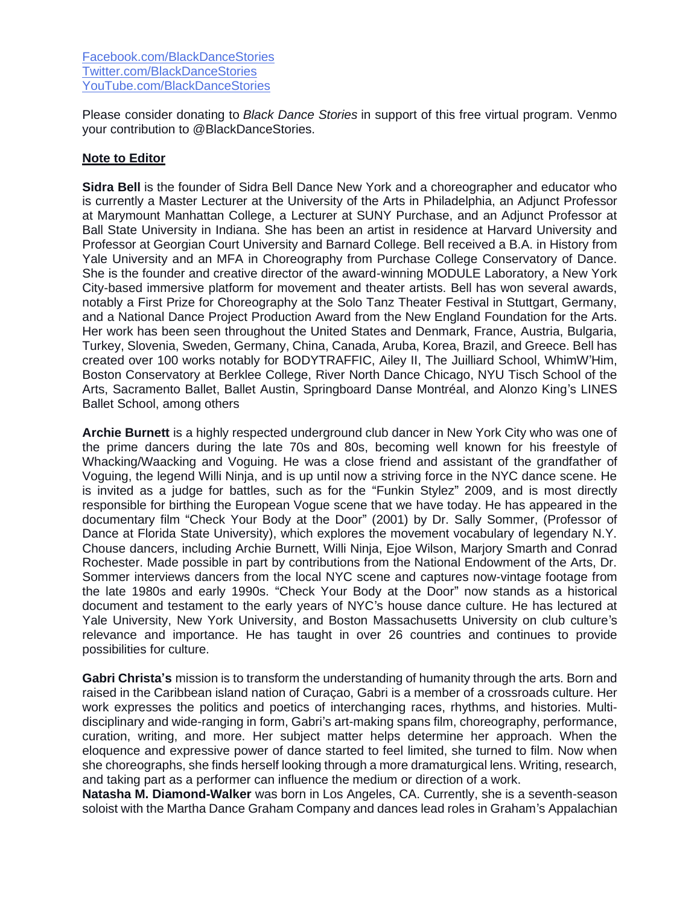[Facebook.com/BlackDanceStories](https://Facebook.com/BlackDanceStories)
[Twitter.com/BlackDanceStories](https://Twitter.com/BlackDanceStories)
[YouTube.com/BlackDanceStories](https://YouTube.com/BlackDanceStories)

Please consider donating to *Black Dance Stories* in support of this free virtual program. Venmo your contribution to @BlackDanceStories.

## Note to Editor

**Sidra Bell** is the founder of Sidra Bell Dance New York and a choreographer and educator who is currently a Master Lecturer at the University of the Arts in Philadelphia, an Adjunct Professor at Marymount Manhattan College, a Lecturer at SUNY Purchase, and an Adjunct Professor at Ball State University in Indiana. She has been an artist in residence at Harvard University and Professor at Georgian Court University and Barnard College. Bell received a B.A. in History from Yale University and an MFA in Choreography from Purchase College Conservatory of Dance. She is the founder and creative director of the award-winning MODULE Laboratory, a New York City-based immersive platform for movement and theater artists. Bell has won several awards, notably a First Prize for Choreography at the Solo Tanz Theater Festival in Stuttgart, Germany, and a National Dance Project Production Award from the New England Foundation for the Arts. Her work has been seen throughout the United States and Denmark, France, Austria, Bulgaria, Turkey, Slovenia, Sweden, Germany, China, Canada, Aruba, Korea, Brazil, and Greece. Bell has created over 100 works notably for BODYTRAFFIC, Ailey II, The Juilliard School, WhimW'Him, Boston Conservatory at Berklee College, River North Dance Chicago, NYU Tisch School of the Arts, Sacramento Ballet, Ballet Austin, Springboard Danse Montréal, and Alonzo King's LINES Ballet School, among others

**Archie Burnett** is a highly respected underground club dancer in New York City who was one of the prime dancers during the late 70s and 80s, becoming well known for his freestyle of Whacking/Waacking and Voguing. He was a close friend and assistant of the grandfather of Voguing, the legend Willi Ninja, and is up until now a striving force in the NYC dance scene. He is invited as a judge for battles, such as for the "Funkin Stylez" 2009, and is most directly responsible for birthing the European Vogue scene that we have today. He has appeared in the documentary film "Check Your Body at the Door" (2001) by Dr. Sally Sommer, (Professor of Dance at Florida State University), which explores the movement vocabulary of legendary N.Y. Chouse dancers, including Archie Burnett, Willi Ninja, Ejoe Wilson, Marjory Smarth and Conrad Rochester. Made possible in part by contributions from the National Endowment of the Arts, Dr. Sommer interviews dancers from the local NYC scene and captures now-vintage footage from the late 1980s and early 1990s. "Check Your Body at the Door" now stands as a historical document and testament to the early years of NYC's house dance culture. He has lectured at Yale University, New York University, and Boston Massachusetts University on club culture's relevance and importance. He has taught in over 26 countries and continues to provide possibilities for culture.

**Gabri Christa's** mission is to transform the understanding of humanity through the arts. Born and raised in the Caribbean island nation of Curaçao, Gabri is a member of a crossroads culture. Her work expresses the politics and poetics of interchanging races, rhythms, and histories. Multi-disciplinary and wide-ranging in form, Gabri's art-making spans film, choreography, performance, curation, writing, and more. Her subject matter helps determine her approach. When the eloquence and expressive power of dance started to feel limited, she turned to film. Now when she choreographs, she finds herself looking through a more dramaturgical lens. Writing, research, and taking part as a performer can influence the medium or direction of a work.

**Natasha M. Diamond-Walker** was born in Los Angeles, CA. Currently, she is a seventh-season soloist with the Martha Dance Graham Company and dances lead roles in Graham's Appalachian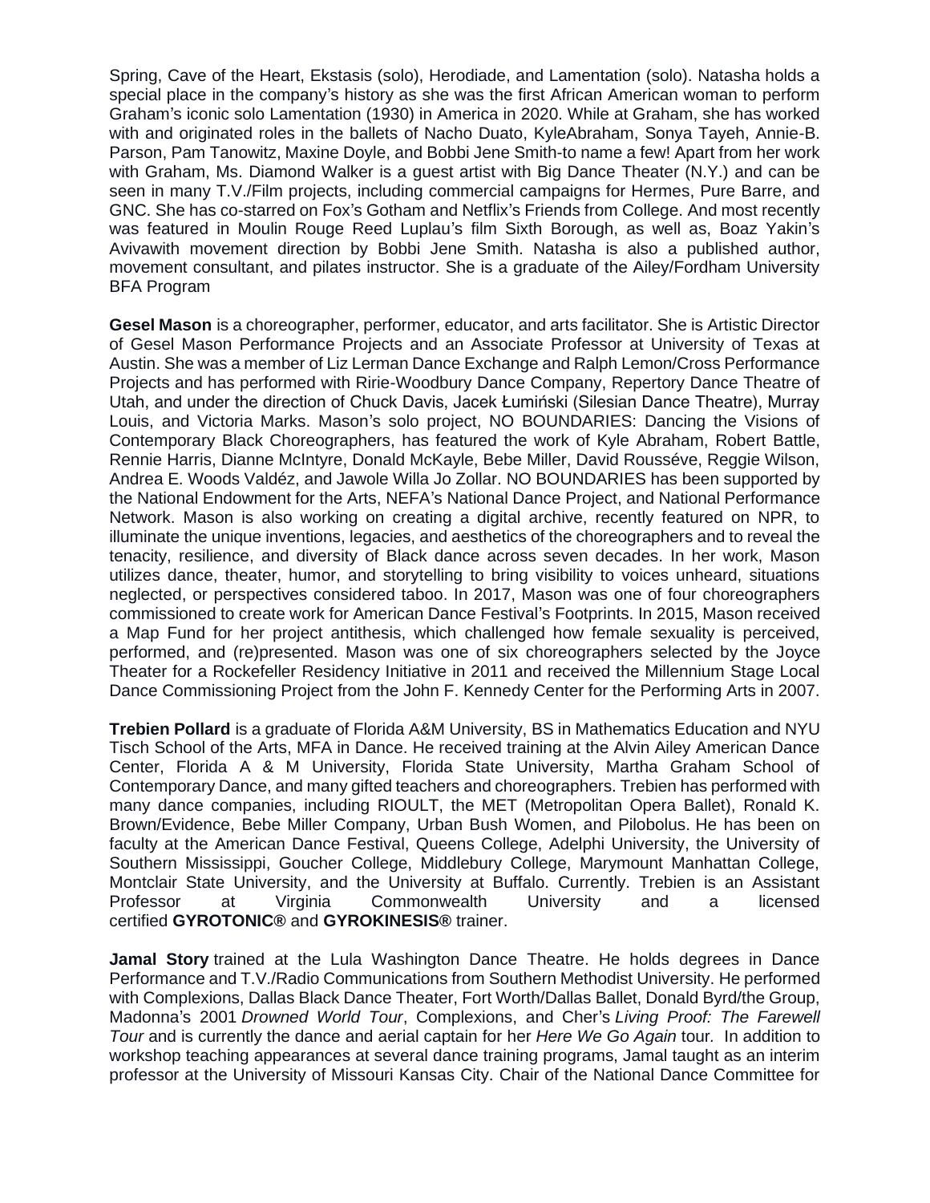Spring, Cave of the Heart, Ekstasis (solo), Herodiade, and Lamentation (solo). Natasha holds a special place in the company's history as she was the first African American woman to perform Graham's iconic solo Lamentation (1930) in America in 2020. While at Graham, she has worked with and originated roles in the ballets of Nacho Duato, KyleAbraham, Sonya Tayeh, Annie-B. Parson, Pam Tanowitz, Maxine Doyle, and Bobbi Jene Smith-to name a few! Apart from her work with Graham, Ms. Diamond Walker is a guest artist with Big Dance Theater (N.Y.) and can be seen in many T.V./Film projects, including commercial campaigns for Hermes, Pure Barre, and GNC. She has co-starred on Fox's Gotham and Netflix's Friends from College. And most recently was featured in Moulin Rouge Reed Luplau's film Sixth Borough, as well as, Boaz Yakin's Avivawith movement direction by Bobbi Jene Smith. Natasha is also a published author, movement consultant, and pilates instructor. She is a graduate of the Ailey/Fordham University BFA Program

**Gesel Mason** is a choreographer, performer, educator, and arts facilitator. She is Artistic Director of Gesel Mason Performance Projects and an Associate Professor at University of Texas at Austin. She was a member of Liz Lerman Dance Exchange and Ralph Lemon/Cross Performance Projects and has performed with Ririe-Woodbury Dance Company, Repertory Dance Theatre of Utah, and under the direction of Chuck Davis, Jacek Łumiński (Silesian Dance Theatre), Murray Louis, and Victoria Marks. Mason's solo project, NO BOUNDARIES: Dancing the Visions of Contemporary Black Choreographers, has featured the work of Kyle Abraham, Robert Battle, Rennie Harris, Dianne McIntyre, Donald McKayle, Bebe Miller, David Rousséve, Reggie Wilson, Andrea E. Woods Valdéz, and Jawole Willa Jo Zollar. NO BOUNDARIES has been supported by the National Endowment for the Arts, NEFA's National Dance Project, and National Performance Network. Mason is also working on creating a digital archive, recently featured on NPR, to illuminate the unique inventions, legacies, and aesthetics of the choreographers and to reveal the tenacity, resilience, and diversity of Black dance across seven decades. In her work, Mason utilizes dance, theater, humor, and storytelling to bring visibility to voices unheard, situations neglected, or perspectives considered taboo. In 2017, Mason was one of four choreographers commissioned to create work for American Dance Festival's Footprints. In 2015, Mason received a Map Fund for her project antithesis, which challenged how female sexuality is perceived, performed, and (re)presented. Mason was one of six choreographers selected by the Joyce Theater for a Rockefeller Residency Initiative in 2011 and received the Millennium Stage Local Dance Commissioning Project from the John F. Kennedy Center for the Performing Arts in 2007.

**Trebien Pollard** is a graduate of Florida A&M University, BS in Mathematics Education and NYU Tisch School of the Arts, MFA in Dance. He received training at the Alvin Ailey American Dance Center, Florida A & M University, Florida State University, Martha Graham School of Contemporary Dance, and many gifted teachers and choreographers. Trebien has performed with many dance companies, including RIOULT, the MET (Metropolitan Opera Ballet), Ronald K. Brown/Evidence, Bebe Miller Company, Urban Bush Women, and Pilobolus. He has been on faculty at the American Dance Festival, Queens College, Adelphi University, the University of Southern Mississippi, Goucher College, Middlebury College, Marymount Manhattan College, Montclair State University, and the University at Buffalo. Currently. Trebien is an Assistant Professor at Virginia Commonwealth University and a licensed certified **GYROTONIC®** and **GYROKINESIS®** trainer.

**Jamal Story** trained at the Lula Washington Dance Theatre. He holds degrees in Dance Performance and T.V./Radio Communications from Southern Methodist University. He performed with Complexions, Dallas Black Dance Theater, Fort Worth/Dallas Ballet, Donald Byrd/the Group, Madonna's 2001 *Drowned World Tour*, Complexions, and Cher's *Living Proof: The Farewell Tour* and is currently the dance and aerial captain for her *Here We Go Again* tour. In addition to workshop teaching appearances at several dance training programs, Jamal taught as an interim professor at the University of Missouri Kansas City. Chair of the National Dance Committee for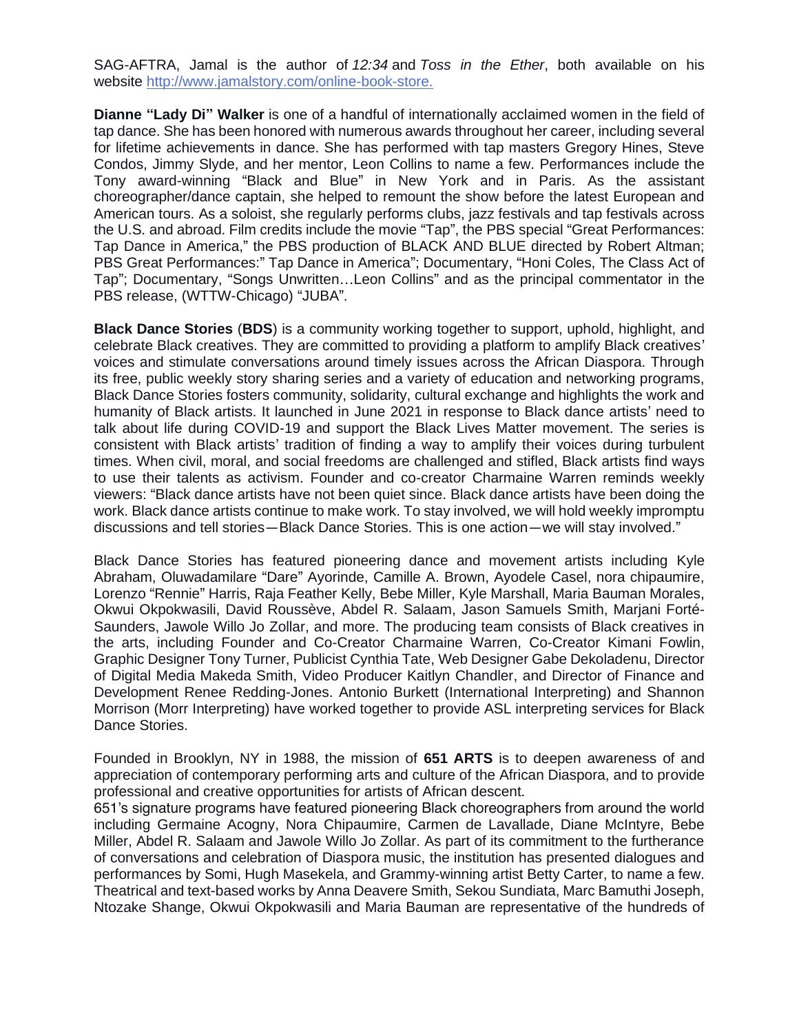SAG-AFTRA, Jamal is the author of *12:34* and *Toss in the Ether*, both available on his website [http://www.jamalstory.com/online-book-store.](http://www.jamalstory.com/online-book-store.)

**Dianne "Lady Di" Walker** is one of a handful of internationally acclaimed women in the field of tap dance. She has been honored with numerous awards throughout her career, including several for lifetime achievements in dance. She has performed with tap masters Gregory Hines, Steve Condos, Jimmy Slyde, and her mentor, Leon Collins to name a few. Performances include the Tony award-winning "Black and Blue" in New York and in Paris. As the assistant choreographer/dance captain, she helped to remount the show before the latest European and American tours. As a soloist, she regularly performs clubs, jazz festivals and tap festivals across the U.S. and abroad. Film credits include the movie "Tap", the PBS special "Great Performances: Tap Dance in America," the PBS production of BLACK AND BLUE directed by Robert Altman; PBS Great Performances:" Tap Dance in America"; Documentary, "Honi Coles, The Class Act of Tap"; Documentary, "Songs Unwritten…Leon Collins" and as the principal commentator in the PBS release, (WTTW-Chicago) "JUBA".

**Black Dance Stories** (**BDS**) is a community working together to support, uphold, highlight, and celebrate Black creatives. They are committed to providing a platform to amplify Black creatives' voices and stimulate conversations around timely issues across the African Diaspora. Through its free, public weekly story sharing series and a variety of education and networking programs, Black Dance Stories fosters community, solidarity, cultural exchange and highlights the work and humanity of Black artists. It launched in June 2021 in response to Black dance artists' need to talk about life during COVID-19 and support the Black Lives Matter movement. The series is consistent with Black artists' tradition of finding a way to amplify their voices during turbulent times. When civil, moral, and social freedoms are challenged and stifled, Black artists find ways to use their talents as activism. Founder and co-creator Charmaine Warren reminds weekly viewers: "Black dance artists have not been quiet since. Black dance artists have been doing the work. Black dance artists continue to make work. To stay involved, we will hold weekly impromptu discussions and tell stories—Black Dance Stories. This is one action—we will stay involved."

Black Dance Stories has featured pioneering dance and movement artists including Kyle Abraham, Oluwadamilare "Dare" Ayorinde, Camille A. Brown, Ayodele Casel, nora chipaumire, Lorenzo "Rennie" Harris, Raja Feather Kelly, Bebe Miller, Kyle Marshall, Maria Bauman Morales, Okwui Okpokwasili, David Roussève, Abdel R. Salaam, Jason Samuels Smith, Marjani Forté-Saunders, Jawole Willo Jo Zollar, and more. The producing team consists of Black creatives in the arts, including Founder and Co-Creator Charmaine Warren, Co-Creator Kimani Fowlin, Graphic Designer Tony Turner, Publicist Cynthia Tate, Web Designer Gabe Dekoladenu, Director of Digital Media Makeda Smith, Video Producer Kaitlyn Chandler, and Director of Finance and Development Renee Redding-Jones. Antonio Burkett (International Interpreting) and Shannon Morrison (Morr Interpreting) have worked together to provide ASL interpreting services for Black Dance Stories.

Founded in Brooklyn, NY in 1988, the mission of **651 ARTS** is to deepen awareness of and appreciation of contemporary performing arts and culture of the African Diaspora, and to provide professional and creative opportunities for artists of African descent.

651's signature programs have featured pioneering Black choreographers from around the world including Germaine Acogny, Nora Chipaumire, Carmen de Lavallade, Diane McIntyre, Bebe Miller, Abdel R. Salaam and Jawole Willo Jo Zollar. As part of its commitment to the furtherance of conversations and celebration of Diaspora music, the institution has presented dialogues and performances by Somi, Hugh Masekela, and Grammy-winning artist Betty Carter, to name a few. Theatrical and text-based works by Anna Deavere Smith, Sekou Sundiata, Marc Bamuthi Joseph, Ntozake Shange, Okwui Okpokwasili and Maria Bauman are representative of the hundreds of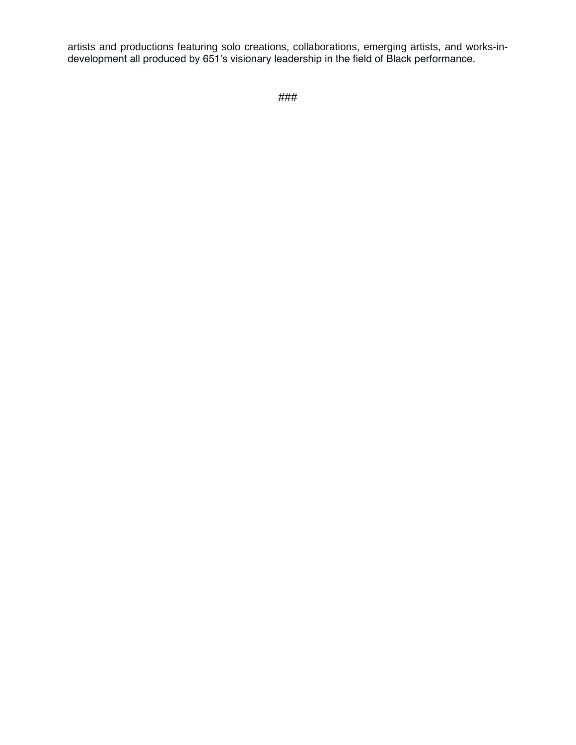artists and productions featuring solo creations, collaborations, emerging artists, and works-in-development all produced by 651's visionary leadership in the field of Black performance.

###